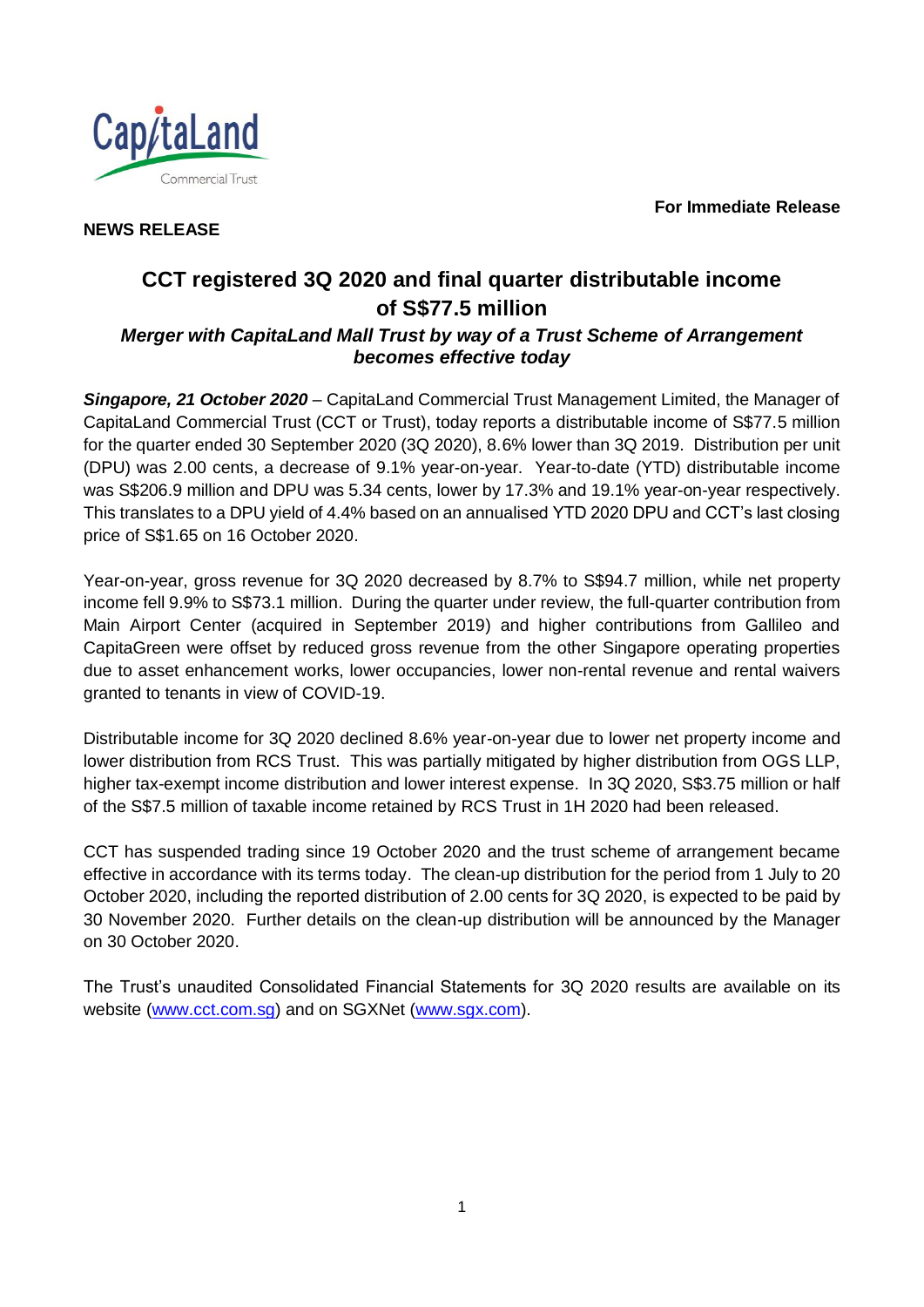**For Immediate Release**

**NEWS RELEASE**

# CCT registered 3Q 2020 and final quarter distributable income of S$77.5 million

***Merger with CapitaLand Mall Trust by way of a Trust Scheme of Arrangement becomes effective today***

***Singapore, 21 October 2020*** – CapitaLand Commercial Trust Management Limited, the Manager of CapitaLand Commercial Trust (CCT or Trust), today reports a distributable income of S$77.5 million for the quarter ended 30 September 2020 (3Q 2020), 8.6% lower than 3Q 2019. Distribution per unit (DPU) was 2.00 cents, a decrease of 9.1% year-on-year. Year-to-date (YTD) distributable income was S$206.9 million and DPU was 5.34 cents, lower by 17.3% and 19.1% year-on-year respectively. This translates to a DPU yield of 4.4% based on an annualised YTD 2020 DPU and CCT's last closing price of S$1.65 on 16 October 2020.

Year-on-year, gross revenue for 3Q 2020 decreased by 8.7% to S$94.7 million, while net property income fell 9.9% to S$73.1 million. During the quarter under review, the full-quarter contribution from Main Airport Center (acquired in September 2019) and higher contributions from Gallileo and CapitaGreen were offset by reduced gross revenue from the other Singapore operating properties due to asset enhancement works, lower occupancies, lower non-rental revenue and rental waivers granted to tenants in view of COVID-19.

Distributable income for 3Q 2020 declined 8.6% year-on-year due to lower net property income and lower distribution from RCS Trust. This was partially mitigated by higher distribution from OGS LLP, higher tax-exempt income distribution and lower interest expense. In 3Q 2020, S$3.75 million or half of the S$7.5 million of taxable income retained by RCS Trust in 1H 2020 had been released.

CCT has suspended trading since 19 October 2020 and the trust scheme of arrangement became effective in accordance with its terms today. The clean-up distribution for the period from 1 July to 20 October 2020, including the reported distribution of 2.00 cents for 3Q 2020, is expected to be paid by 30 November 2020. Further details on the clean-up distribution will be announced by the Manager on 30 October 2020.

The Trust's unaudited Consolidated Financial Statements for 3Q 2020 results are available on its website (www.cct.com.sg) and on SGXNet (www.sgx.com).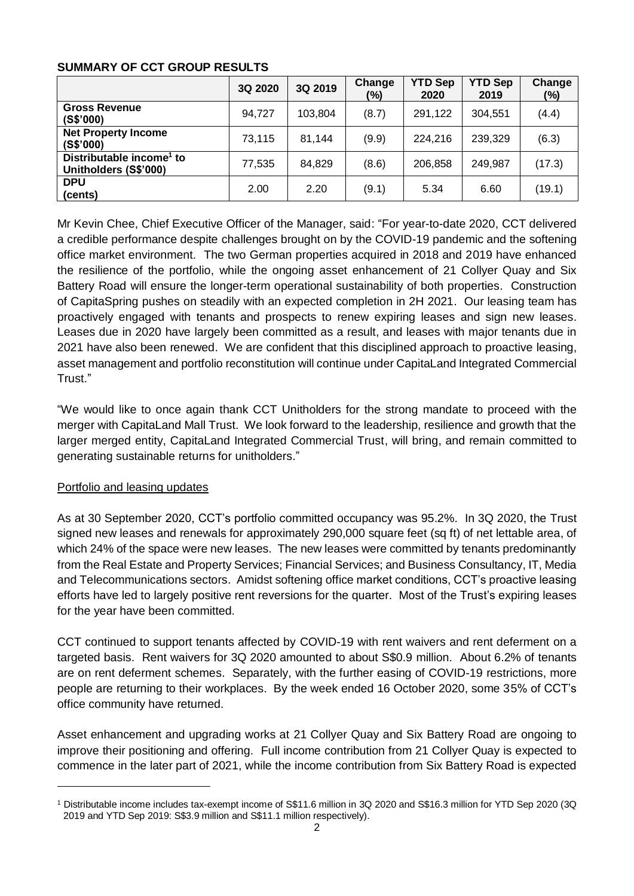**SUMMARY OF CCT GROUP RESULTS**

| | 3Q 2020 | 3Q 2019 | Change (%) | YTD Sep 2020 | YTD Sep 2019 | Change (%) |
|---|---|---|---|---|---|---|
| **Gross Revenue (S$'000)** | 94,727 | 103,804 | (8.7) | 291,122 | 304,551 | (4.4) |
| **Net Property Income (S$'000)** | 73,115 | 81,144 | (9.9) | 224,216 | 239,329 | (6.3) |
| **Distributable income[1] to Unitholders (S$'000)** | 77,535 | 84,829 | (8.6) | 206,858 | 249,987 | (17.3) |
| **DPU (cents)** | 2.00 | 2.20 | (9.1) | 5.34 | 6.60 | (19.1) |

Mr Kevin Chee, Chief Executive Officer of the Manager, said: "For year-to-date 2020, CCT delivered a credible performance despite challenges brought on by the COVID-19 pandemic and the softening office market environment. The two German properties acquired in 2018 and 2019 have enhanced the resilience of the portfolio, while the ongoing asset enhancement of 21 Collyer Quay and Six Battery Road will ensure the longer-term operational sustainability of both properties. Construction of CapitaSpring pushes on steadily with an expected completion in 2H 2021. Our leasing team has proactively engaged with tenants and prospects to renew expiring leases and sign new leases. Leases due in 2020 have largely been committed as a result, and leases with major tenants due in 2021 have also been renewed. We are confident that this disciplined approach to proactive leasing, asset management and portfolio reconstitution will continue under CapitaLand Integrated Commercial Trust."

"We would like to once again thank CCT Unitholders for the strong mandate to proceed with the merger with CapitaLand Mall Trust. We look forward to the leadership, resilience and growth that the larger merged entity, CapitaLand Integrated Commercial Trust, will bring, and remain committed to generating sustainable returns for unitholders."

Portfolio and leasing updates

As at 30 September 2020, CCT's portfolio committed occupancy was 95.2%. In 3Q 2020, the Trust signed new leases and renewals for approximately 290,000 square feet (sq ft) of net lettable area, of which 24% of the space were new leases. The new leases were committed by tenants predominantly from the Real Estate and Property Services; Financial Services; and Business Consultancy, IT, Media and Telecommunications sectors. Amidst softening office market conditions, CCT's proactive leasing efforts have led to largely positive rent reversions for the quarter. Most of the Trust's expiring leases for the year have been committed.

CCT continued to support tenants affected by COVID-19 with rent waivers and rent deferment on a targeted basis. Rent waivers for 3Q 2020 amounted to about S$0.9 million. About 6.2% of tenants are on rent deferment schemes. Separately, with the further easing of COVID-19 restrictions, more people are returning to their workplaces. By the week ended 16 October 2020, some 35% of CCT's office community have returned.

Asset enhancement and upgrading works at 21 Collyer Quay and Six Battery Road are ongoing to improve their positioning and offering. Full income contribution from 21 Collyer Quay is expected to commence in the later part of 2021, while the income contribution from Six Battery Road is expected

[1] Distributable income includes tax-exempt income of S$11.6 million in 3Q 2020 and S$16.3 million for YTD Sep 2020 (3Q 2019 and YTD Sep 2019: S$3.9 million and S$11.1 million respectively).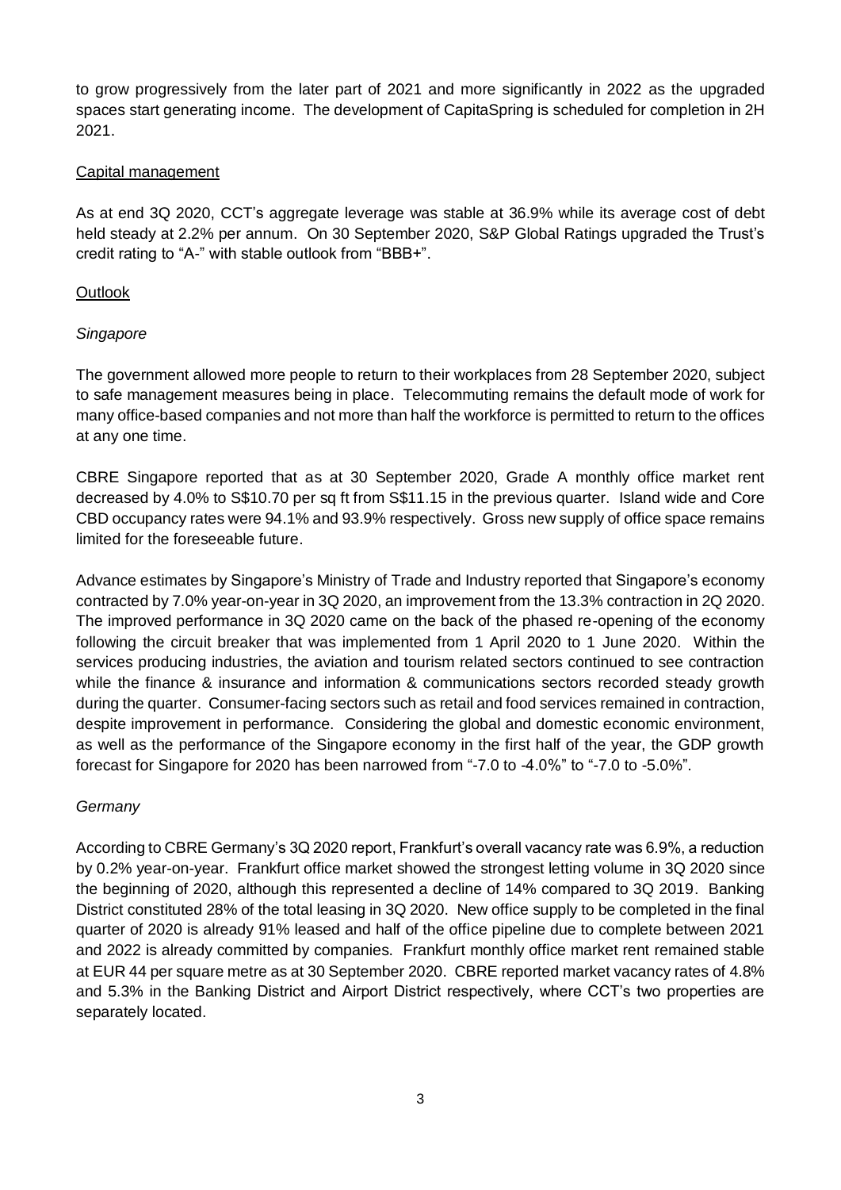to grow progressively from the later part of 2021 and more significantly in 2022 as the upgraded spaces start generating income. The development of CapitaSpring is scheduled for completion in 2H 2021.

Capital management

As at end 3Q 2020, CCT's aggregate leverage was stable at 36.9% while its average cost of debt held steady at 2.2% per annum. On 30 September 2020, S&P Global Ratings upgraded the Trust's credit rating to "A-" with stable outlook from "BBB+".

Outlook

*Singapore*

The government allowed more people to return to their workplaces from 28 September 2020, subject to safe management measures being in place. Telecommuting remains the default mode of work for many office-based companies and not more than half the workforce is permitted to return to the offices at any one time.

CBRE Singapore reported that as at 30 September 2020, Grade A monthly office market rent decreased by 4.0% to S$10.70 per sq ft from S$11.15 in the previous quarter. Island wide and Core CBD occupancy rates were 94.1% and 93.9% respectively. Gross new supply of office space remains limited for the foreseeable future.

Advance estimates by Singapore's Ministry of Trade and Industry reported that Singapore's economy contracted by 7.0% year-on-year in 3Q 2020, an improvement from the 13.3% contraction in 2Q 2020. The improved performance in 3Q 2020 came on the back of the phased re-opening of the economy following the circuit breaker that was implemented from 1 April 2020 to 1 June 2020. Within the services producing industries, the aviation and tourism related sectors continued to see contraction while the finance & insurance and information & communications sectors recorded steady growth during the quarter. Consumer-facing sectors such as retail and food services remained in contraction, despite improvement in performance. Considering the global and domestic economic environment, as well as the performance of the Singapore economy in the first half of the year, the GDP growth forecast for Singapore for 2020 has been narrowed from "-7.0 to -4.0%" to "-7.0 to -5.0%".

*Germany*

According to CBRE Germany's 3Q 2020 report, Frankfurt's overall vacancy rate was 6.9%, a reduction by 0.2% year-on-year. Frankfurt office market showed the strongest letting volume in 3Q 2020 since the beginning of 2020, although this represented a decline of 14% compared to 3Q 2019. Banking District constituted 28% of the total leasing in 3Q 2020. New office supply to be completed in the final quarter of 2020 is already 91% leased and half of the office pipeline due to complete between 2021 and 2022 is already committed by companies. Frankfurt monthly office market rent remained stable at EUR 44 per square metre as at 30 September 2020. CBRE reported market vacancy rates of 4.8% and 5.3% in the Banking District and Airport District respectively, where CCT's two properties are separately located.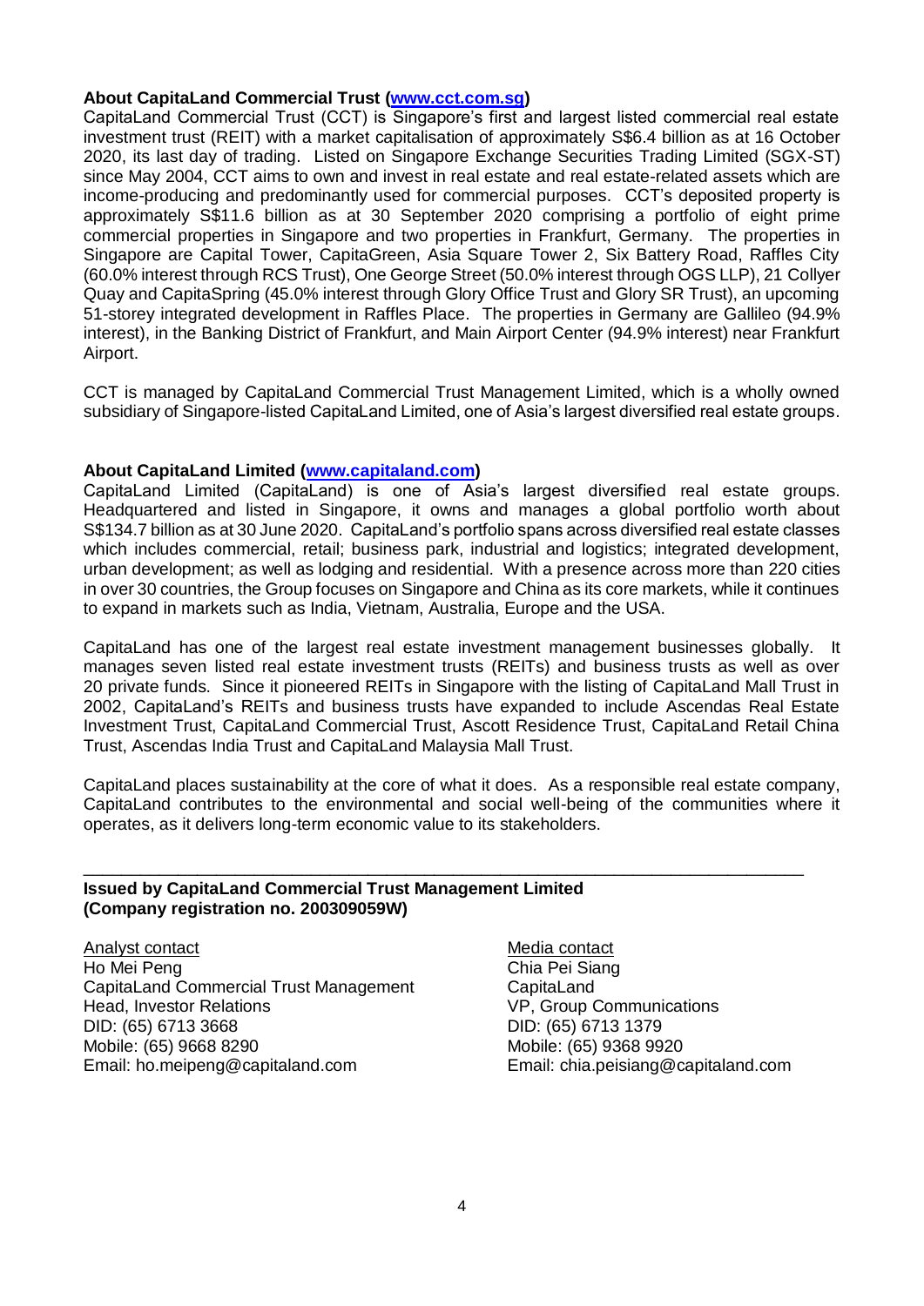**About CapitaLand Commercial Trust ([www.cct.com.sg](http://www.cct.com.sg))**

CapitaLand Commercial Trust (CCT) is Singapore's first and largest listed commercial real estate investment trust (REIT) with a market capitalisation of approximately S$6.4 billion as at 16 October 2020, its last day of trading. Listed on Singapore Exchange Securities Trading Limited (SGX-ST) since May 2004, CCT aims to own and invest in real estate and real estate-related assets which are income-producing and predominantly used for commercial purposes. CCT's deposited property is approximately S$11.6 billion as at 30 September 2020 comprising a portfolio of eight prime commercial properties in Singapore and two properties in Frankfurt, Germany. The properties in Singapore are Capital Tower, CapitaGreen, Asia Square Tower 2, Six Battery Road, Raffles City (60.0% interest through RCS Trust), One George Street (50.0% interest through OGS LLP), 21 Collyer Quay and CapitaSpring (45.0% interest through Glory Office Trust and Glory SR Trust), an upcoming 51-storey integrated development in Raffles Place. The properties in Germany are Gallileo (94.9% interest), in the Banking District of Frankfurt, and Main Airport Center (94.9% interest) near Frankfurt Airport.

CCT is managed by CapitaLand Commercial Trust Management Limited, which is a wholly owned subsidiary of Singapore-listed CapitaLand Limited, one of Asia's largest diversified real estate groups.

**About CapitaLand Limited ([www.capitaland.com](http://www.capitaland.com))**

CapitaLand Limited (CapitaLand) is one of Asia's largest diversified real estate groups. Headquartered and listed in Singapore, it owns and manages a global portfolio worth about S$134.7 billion as at 30 June 2020. CapitaLand's portfolio spans across diversified real estate classes which includes commercial, retail; business park, industrial and logistics; integrated development, urban development; as well as lodging and residential. With a presence across more than 220 cities in over 30 countries, the Group focuses on Singapore and China as its core markets, while it continues to expand in markets such as India, Vietnam, Australia, Europe and the USA.

CapitaLand has one of the largest real estate investment management businesses globally. It manages seven listed real estate investment trusts (REITs) and business trusts as well as over 20 private funds. Since it pioneered REITs in Singapore with the listing of CapitaLand Mall Trust in 2002, CapitaLand's REITs and business trusts have expanded to include Ascendas Real Estate Investment Trust, CapitaLand Commercial Trust, Ascott Residence Trust, CapitaLand Retail China Trust, Ascendas India Trust and CapitaLand Malaysia Mall Trust.

CapitaLand places sustainability at the core of what it does. As a responsible real estate company, CapitaLand contributes to the environmental and social well-being of the communities where it operates, as it delivers long-term economic value to its stakeholders.

---

**Issued by CapitaLand Commercial Trust Management Limited**
**(Company registration no. 200309059W)**

Analyst contact
Ho Mei Peng
CapitaLand Commercial Trust Management
Head, Investor Relations
DID: (65) 6713 3668
Mobile: (65) 9668 8290
Email: ho.meipeng@capitaland.com

Media contact
Chia Pei Siang
CapitaLand
VP, Group Communications
DID: (65) 6713 1379
Mobile: (65) 9368 9920
Email: chia.peisiang@capitaland.com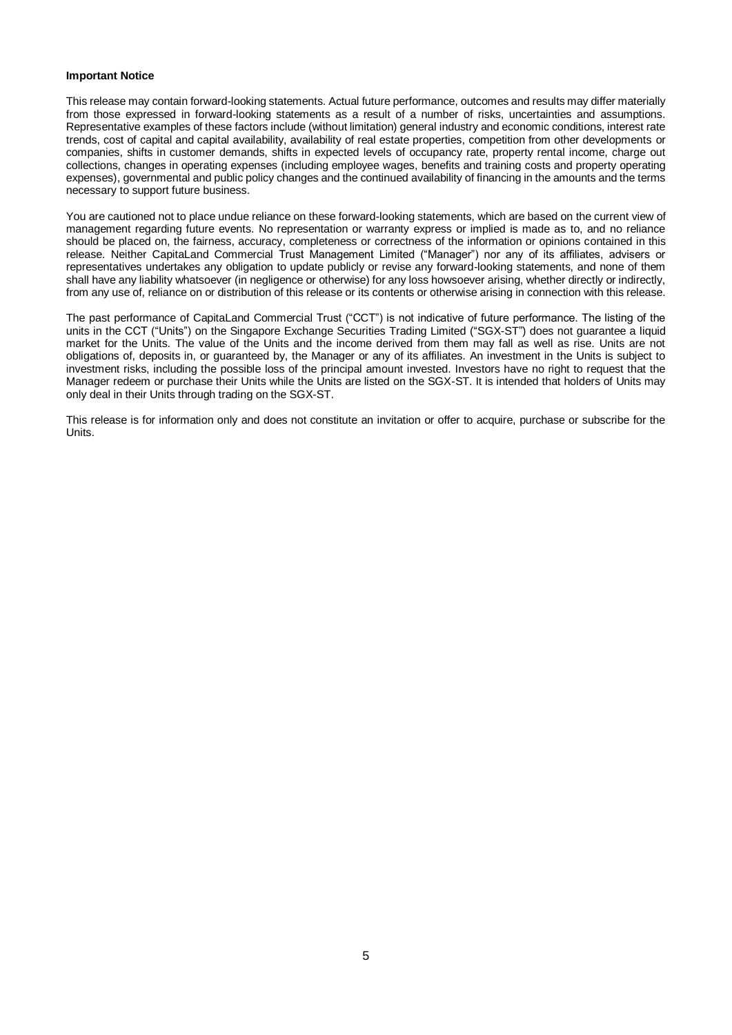**Important Notice**

This release may contain forward-looking statements. Actual future performance, outcomes and results may differ materially from those expressed in forward-looking statements as a result of a number of risks, uncertainties and assumptions. Representative examples of these factors include (without limitation) general industry and economic conditions, interest rate trends, cost of capital and capital availability, availability of real estate properties, competition from other developments or companies, shifts in customer demands, shifts in expected levels of occupancy rate, property rental income, charge out collections, changes in operating expenses (including employee wages, benefits and training costs and property operating expenses), governmental and public policy changes and the continued availability of financing in the amounts and the terms necessary to support future business.

You are cautioned not to place undue reliance on these forward-looking statements, which are based on the current view of management regarding future events. No representation or warranty express or implied is made as to, and no reliance should be placed on, the fairness, accuracy, completeness or correctness of the information or opinions contained in this release. Neither CapitaLand Commercial Trust Management Limited ("Manager") nor any of its affiliates, advisers or representatives undertakes any obligation to update publicly or revise any forward-looking statements, and none of them shall have any liability whatsoever (in negligence or otherwise) for any loss howsoever arising, whether directly or indirectly, from any use of, reliance on or distribution of this release or its contents or otherwise arising in connection with this release.

The past performance of CapitaLand Commercial Trust ("CCT") is not indicative of future performance. The listing of the units in the CCT ("Units") on the Singapore Exchange Securities Trading Limited ("SGX-ST") does not guarantee a liquid market for the Units. The value of the Units and the income derived from them may fall as well as rise. Units are not obligations of, deposits in, or guaranteed by, the Manager or any of its affiliates. An investment in the Units is subject to investment risks, including the possible loss of the principal amount invested. Investors have no right to request that the Manager redeem or purchase their Units while the Units are listed on the SGX-ST. It is intended that holders of Units may only deal in their Units through trading on the SGX-ST.

This release is for information only and does not constitute an invitation or offer to acquire, purchase or subscribe for the Units.